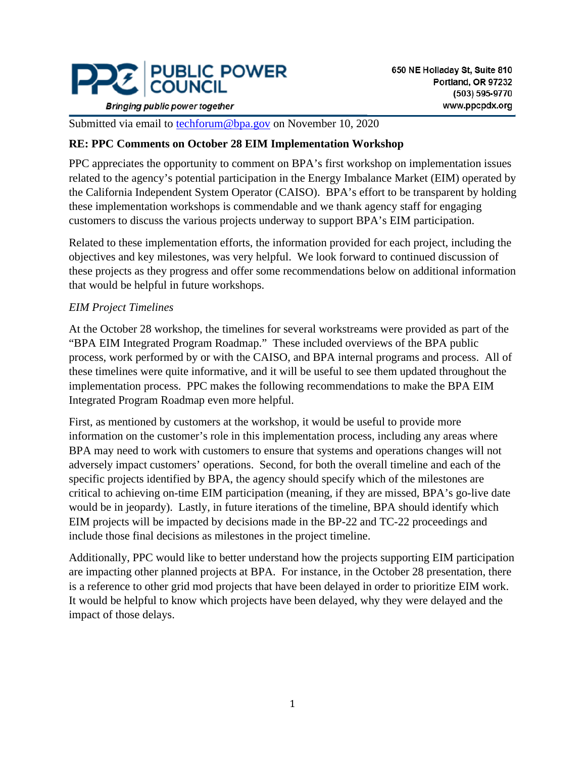# PUBLIC POWER COUNCIL

*Bringing public power together*

650 NE Holladay St, Suite 810
Portland, OR 97232
(503) 595-9770
www.ppcpdx.org

Submitted via email to techforum@bpa.gov on November 10, 2020

**RE: PPC Comments on October 28 EIM Implementation Workshop**

PPC appreciates the opportunity to comment on BPA's first workshop on implementation issues related to the agency's potential participation in the Energy Imbalance Market (EIM) operated by the California Independent System Operator (CAISO). BPA's effort to be transparent by holding these implementation workshops is commendable and we thank agency staff for engaging customers to discuss the various projects underway to support BPA's EIM participation.

Related to these implementation efforts, the information provided for each project, including the objectives and key milestones, was very helpful. We look forward to continued discussion of these projects as they progress and offer some recommendations below on additional information that would be helpful in future workshops.

*EIM Project Timelines*

At the October 28 workshop, the timelines for several workstreams were provided as part of the "BPA EIM Integrated Program Roadmap." These included overviews of the BPA public process, work performed by or with the CAISO, and BPA internal programs and process. All of these timelines were quite informative, and it will be useful to see them updated throughout the implementation process. PPC makes the following recommendations to make the BPA EIM Integrated Program Roadmap even more helpful.

First, as mentioned by customers at the workshop, it would be useful to provide more information on the customer's role in this implementation process, including any areas where BPA may need to work with customers to ensure that systems and operations changes will not adversely impact customers' operations. Second, for both the overall timeline and each of the specific projects identified by BPA, the agency should specify which of the milestones are critical to achieving on-time EIM participation (meaning, if they are missed, BPA's go-live date would be in jeopardy). Lastly, in future iterations of the timeline, BPA should identify which EIM projects will be impacted by decisions made in the BP-22 and TC-22 proceedings and include those final decisions as milestones in the project timeline.

Additionally, PPC would like to better understand how the projects supporting EIM participation are impacting other planned projects at BPA. For instance, in the October 28 presentation, there is a reference to other grid mod projects that have been delayed in order to prioritize EIM work. It would be helpful to know which projects have been delayed, why they were delayed and the impact of those delays.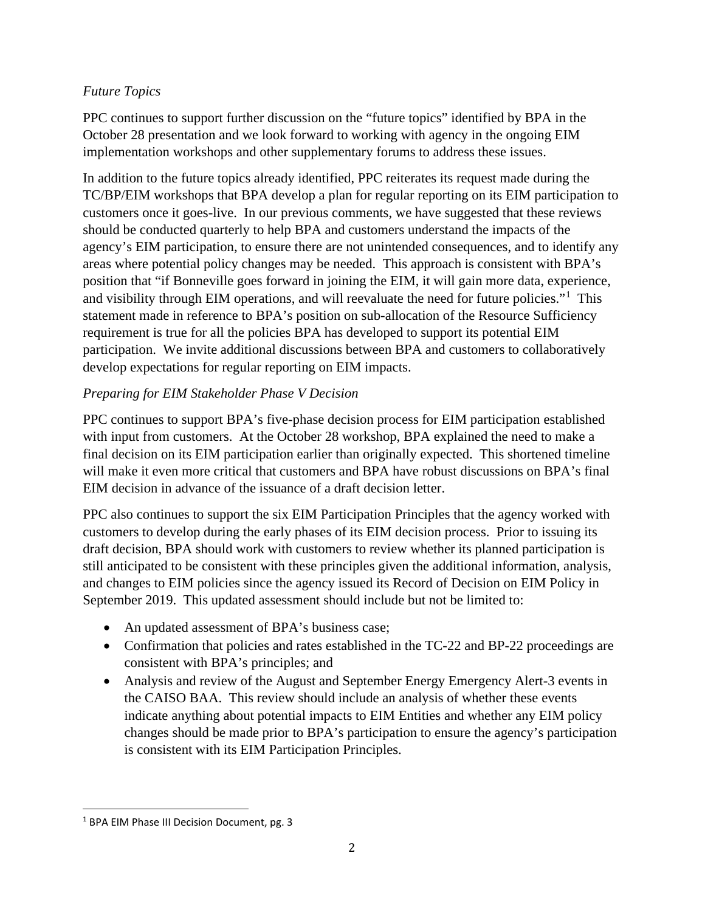*Future Topics*

PPC continues to support further discussion on the "future topics" identified by BPA in the October 28 presentation and we look forward to working with agency in the ongoing EIM implementation workshops and other supplementary forums to address these issues.

In addition to the future topics already identified, PPC reiterates its request made during the TC/BP/EIM workshops that BPA develop a plan for regular reporting on its EIM participation to customers once it goes-live. In our previous comments, we have suggested that these reviews should be conducted quarterly to help BPA and customers understand the impacts of the agency's EIM participation, to ensure there are not unintended consequences, and to identify any areas where potential policy changes may be needed. This approach is consistent with BPA's position that "if Bonneville goes forward in joining the EIM, it will gain more data, experience, and visibility through EIM operations, and will reevaluate the need for future policies."[1] This statement made in reference to BPA's position on sub-allocation of the Resource Sufficiency requirement is true for all the policies BPA has developed to support its potential EIM participation. We invite additional discussions between BPA and customers to collaboratively develop expectations for regular reporting on EIM impacts.

*Preparing for EIM Stakeholder Phase V Decision*

PPC continues to support BPA's five-phase decision process for EIM participation established with input from customers. At the October 28 workshop, BPA explained the need to make a final decision on its EIM participation earlier than originally expected. This shortened timeline will make it even more critical that customers and BPA have robust discussions on BPA's final EIM decision in advance of the issuance of a draft decision letter.

PPC also continues to support the six EIM Participation Principles that the agency worked with customers to develop during the early phases of its EIM decision process. Prior to issuing its draft decision, BPA should work with customers to review whether its planned participation is still anticipated to be consistent with these principles given the additional information, analysis, and changes to EIM policies since the agency issued its Record of Decision on EIM Policy in September 2019. This updated assessment should include but not be limited to:

- An updated assessment of BPA's business case;
- Confirmation that policies and rates established in the TC-22 and BP-22 proceedings are consistent with BPA's principles; and
- Analysis and review of the August and September Energy Emergency Alert-3 events in the CAISO BAA. This review should include an analysis of whether these events indicate anything about potential impacts to EIM Entities and whether any EIM policy changes should be made prior to BPA's participation to ensure the agency's participation is consistent with its EIM Participation Principles.

[1] BPA EIM Phase III Decision Document, pg. 3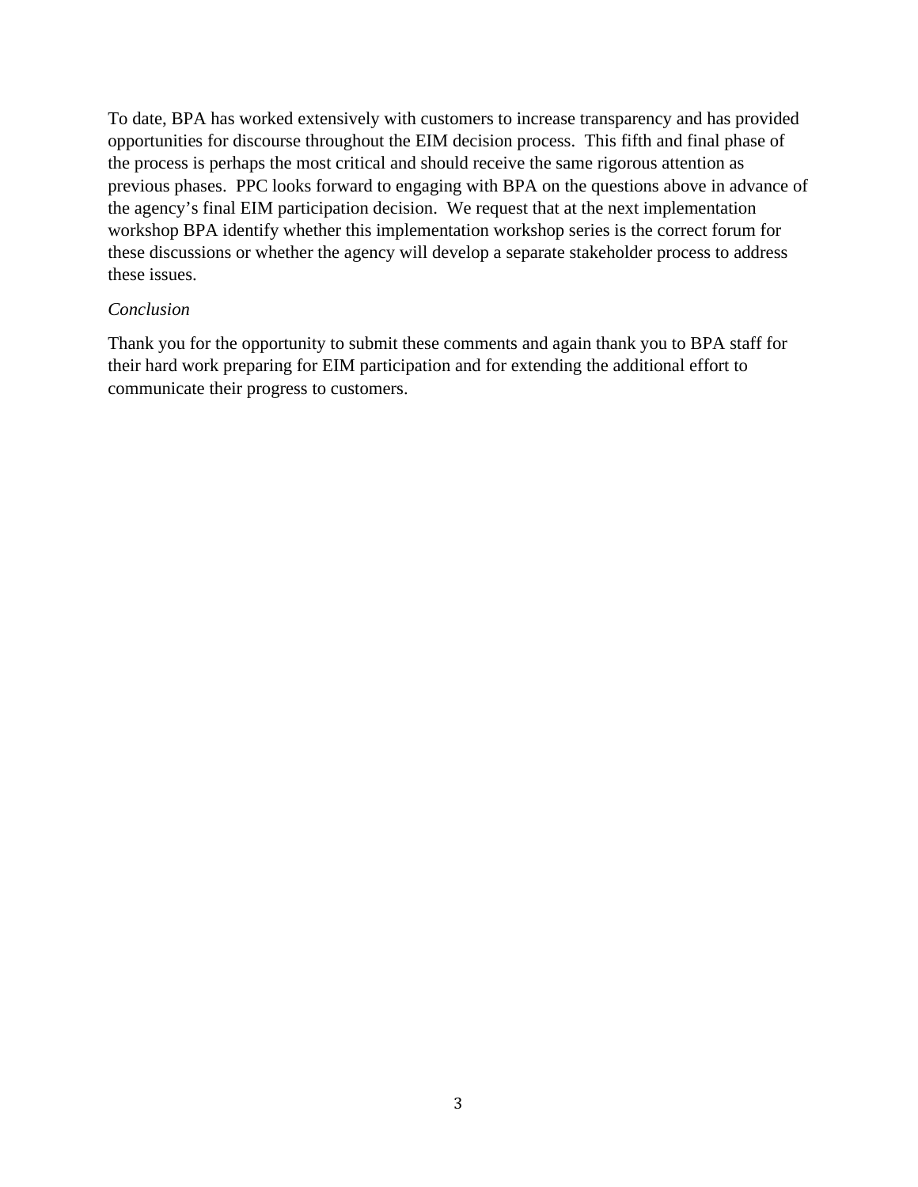To date, BPA has worked extensively with customers to increase transparency and has provided opportunities for discourse throughout the EIM decision process. This fifth and final phase of the process is perhaps the most critical and should receive the same rigorous attention as previous phases. PPC looks forward to engaging with BPA on the questions above in advance of the agency's final EIM participation decision. We request that at the next implementation workshop BPA identify whether this implementation workshop series is the correct forum for these discussions or whether the agency will develop a separate stakeholder process to address these issues.

*Conclusion*

Thank you for the opportunity to submit these comments and again thank you to BPA staff for their hard work preparing for EIM participation and for extending the additional effort to communicate their progress to customers.